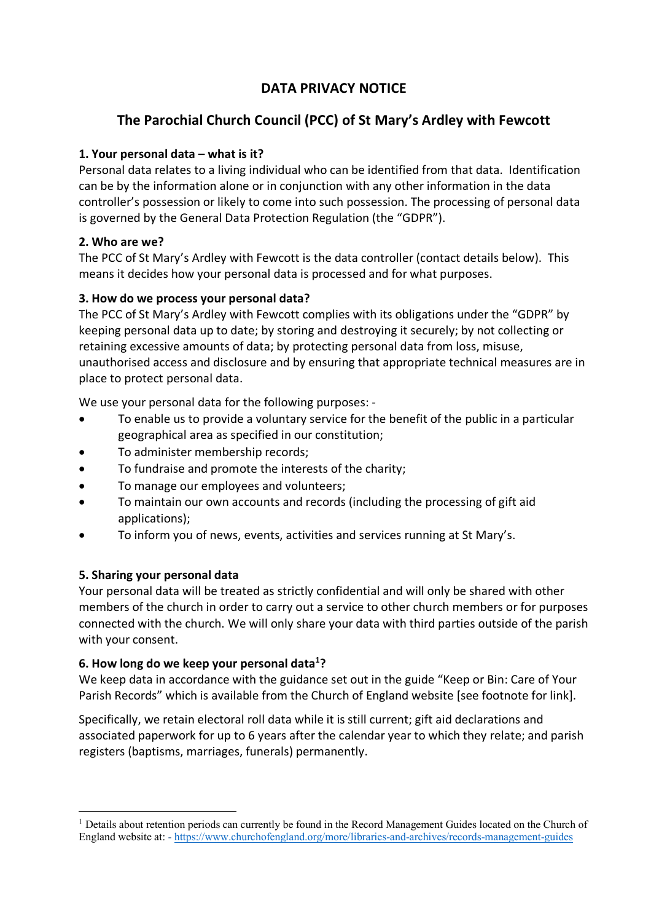# DATA PRIVACY NOTICE

## The Parochial Church Council (PCC) of St Mary's Ardley with Fewcott

### 1. Your personal data – what is it?

Personal data relates to a living individual who can be identified from that data. Identification can be by the information alone or in conjunction with any other information in the data controller's possession or likely to come into such possession. The processing of personal data is governed by the General Data Protection Regulation (the "GDPR").

### 2. Who are we?

The PCC of St Mary's Ardley with Fewcott is the data controller (contact details below). This means it decides how your personal data is processed and for what purposes.

### 3. How do we process your personal data?

The PCC of St Mary's Ardley with Fewcott complies with its obligations under the "GDPR" by keeping personal data up to date; by storing and destroying it securely; by not collecting or retaining excessive amounts of data; by protecting personal data from loss, misuse, unauthorised access and disclosure and by ensuring that appropriate technical measures are in place to protect personal data.

We use your personal data for the following purposes: -

- To enable us to provide a voluntary service for the benefit of the public in a particular geographical area as specified in our constitution;
- To administer membership records;
- To fundraise and promote the interests of the charity;
- To manage our employees and volunteers;
- To maintain our own accounts and records (including the processing of gift aid applications);
- To inform you of news, events, activities and services running at St Mary's.

### 5. Sharing your personal data

Your personal data will be treated as strictly confidential and will only be shared with other members of the church in order to carry out a service to other church members or for purposes connected with the church. We will only share your data with third parties outside of the parish with your consent.

### 6. How long do we keep your personal data[1]?

We keep data in accordance with the guidance set out in the guide "Keep or Bin: Care of Your Parish Records" which is available from the Church of England website [see footnote for link].

Specifically, we retain electoral roll data while it is still current; gift aid declarations and associated paperwork for up to 6 years after the calendar year to which they relate; and parish registers (baptisms, marriages, funerals) permanently.

---

[1] Details about retention periods can currently be found in the Record Management Guides located on the Church of England website at: - https://www.churchofengland.org/more/libraries-and-archives/records-management-guides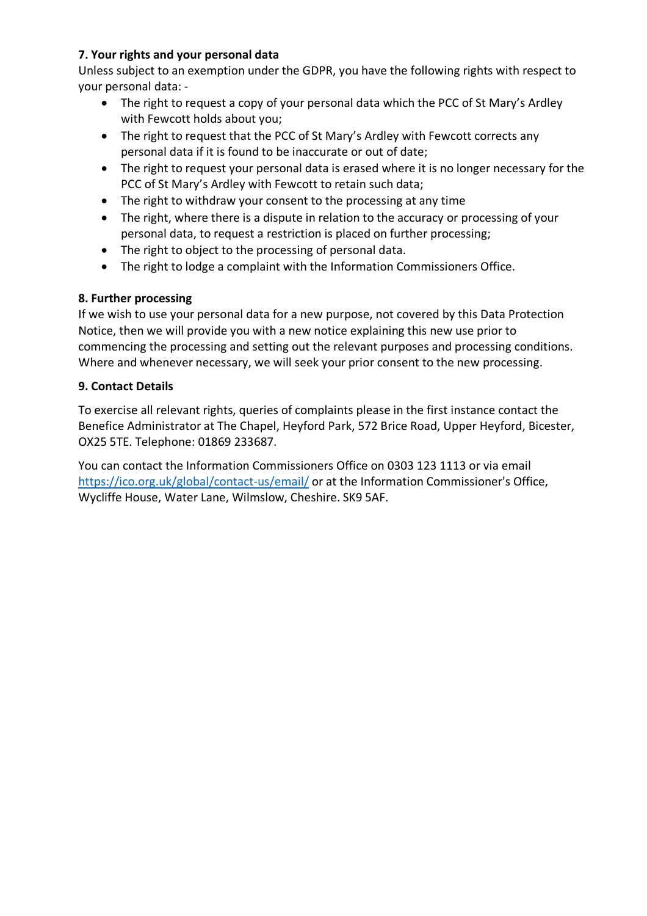**7. Your rights and your personal data**

Unless subject to an exemption under the GDPR, you have the following rights with respect to your personal data: -

- The right to request a copy of your personal data which the PCC of St Mary's Ardley with Fewcott holds about you;
- The right to request that the PCC of St Mary's Ardley with Fewcott corrects any personal data if it is found to be inaccurate or out of date;
- The right to request your personal data is erased where it is no longer necessary for the PCC of St Mary's Ardley with Fewcott to retain such data;
- The right to withdraw your consent to the processing at any time
- The right, where there is a dispute in relation to the accuracy or processing of your personal data, to request a restriction is placed on further processing;
- The right to object to the processing of personal data.
- The right to lodge a complaint with the Information Commissioners Office.

**8. Further processing**

If we wish to use your personal data for a new purpose, not covered by this Data Protection Notice, then we will provide you with a new notice explaining this new use prior to commencing the processing and setting out the relevant purposes and processing conditions. Where and whenever necessary, we will seek your prior consent to the new processing.

**9. Contact Details**

To exercise all relevant rights, queries of complaints please in the first instance contact the Benefice Administrator at The Chapel, Heyford Park, 572 Brice Road, Upper Heyford, Bicester, OX25 5TE. Telephone: 01869 233687.

You can contact the Information Commissioners Office on 0303 123 1113 or via email https://ico.org.uk/global/contact-us/email/ or at the Information Commissioner's Office, Wycliffe House, Water Lane, Wilmslow, Cheshire. SK9 5AF.